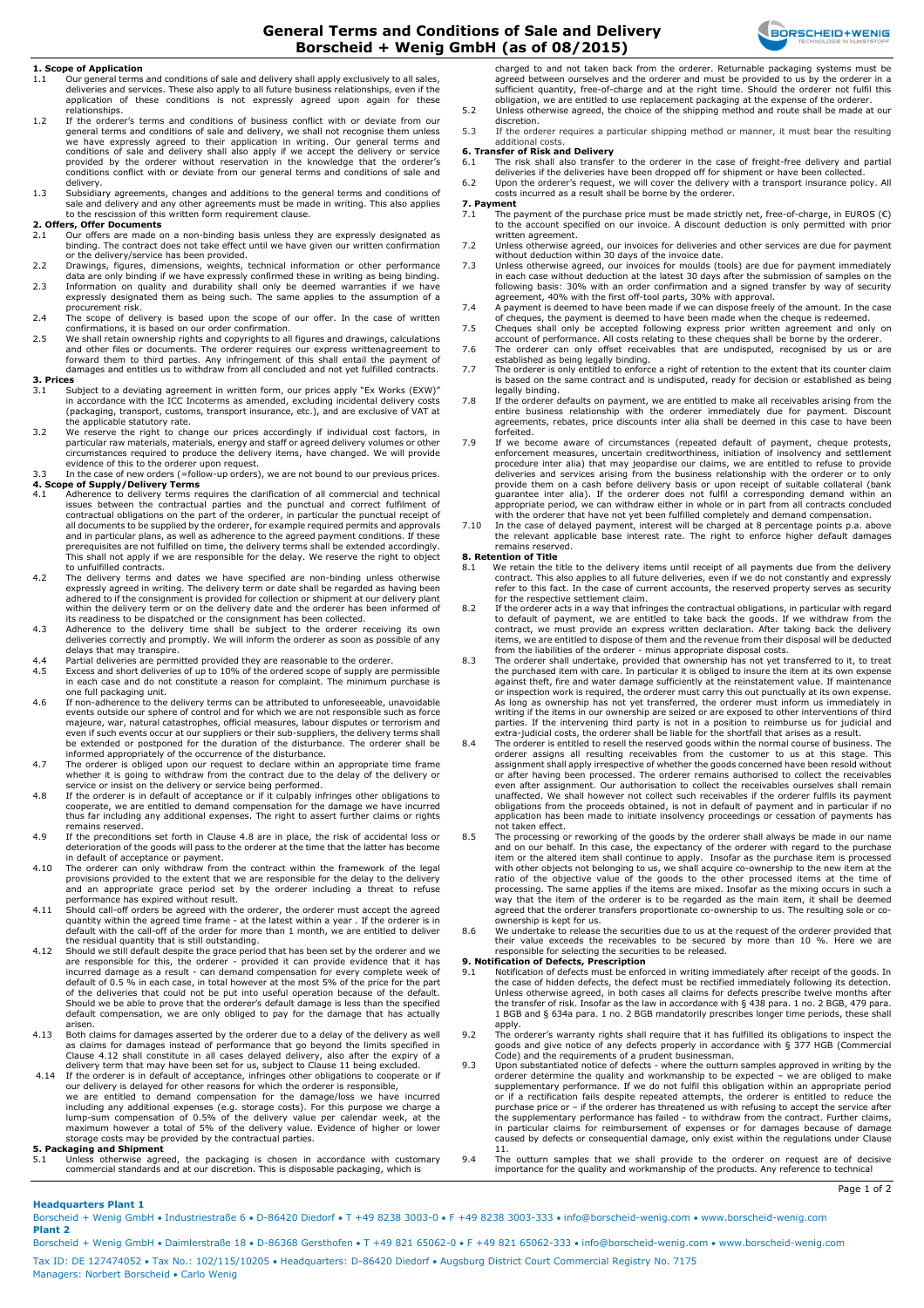# General Terms and Conditions of Sale and Delivery Borscheid + Wenig GmbH (as of 08/2015)

## 1. Scope of Application

1.1 Our general terms and conditions of sale and delivery shall apply exclusively to all sales, deliveries and services. These also apply to all future business relationships, even if the application of these conditions is not expressly agreed upon again for these relationships.

1.2 If the orderer's terms and conditions of business conflict with or deviate from our general terms and conditions of sale and delivery, we shall not recognise them unless we have expressly agreed to their application in writing. Our general terms and conditions of sale and delivery shall also apply if we accept the delivery or service provided by the orderer without reservation in the knowledge that the orderer's conditions conflict with or deviate from our general terms and conditions of sale and delivery.

1.3 Subsidiary agreements, changes and additions to the general terms and conditions of sale and delivery and any other agreements must be made in writing. This also applies to the rescission of this written form requirement clause.

## 2. Offers, Offer Documents

2.1 Our offers are made on a non-binding basis unless they are expressly designated as binding. The contract does not take effect until we have given our written confirmation or the delivery/service has been provided.

2.2 Drawings, figures, dimensions, weights, technical information or other performance data are only binding if we have expressly confirmed these in writing as being binding.

2.3 Information on quality and durability shall only be deemed warranties if we have expressly designated them as being such. The same applies to the assumption of a procurement risk.

2.4 The scope of delivery is based upon the scope of our offer. In the case of written confirmations, it is based on our order confirmation.

2.5 We shall retain ownership rights and copyrights to all figures and drawings, calculations and other files or documents. The orderer requires our express writtenagreement to forward them to third parties. Any infringement of this shall entail the payment of damages and entitles us to withdraw from all concluded and not yet fulfilled contracts.

## 3. Prices

3.1 Subject to a deviating agreement in written form, our prices apply "Ex Works (EXW)" in accordance with the ICC Incoterms as amended, excluding incidental delivery costs (packaging, transport, customs, transport insurance, etc.), and are exclusive of VAT at the applicable statutory rate.

3.2 We reserve the right to change our prices accordingly if individual cost factors, in particular raw materials, materials, energy and staff or agreed delivery volumes or other circumstances required to produce the delivery items, have changed. We will provide evidence of this to the orderer upon request.

3.3 In the case of new orders (=follow-up orders), we are not bound to our previous prices.

## 4. Scope of Supply/Delivery Terms

4.1 Adherence to delivery terms requires the clarification of all commercial and technical issues between the contractual parties and the punctual and correct fulfilment of contractual obligations on the part of the orderer, in particular the punctual receipt of all documents to be supplied by the orderer, for example required permits and approvals and in particular plans, as well as adherence to the agreed payment conditions. If these prerequisites are not fulfilled on time, the delivery terms shall be extended accordingly. This shall not apply if we are responsible for the delay. We reserve the right to object to unfulfilled contracts.

4.2 The delivery terms and dates we have specified are non-binding unless otherwise expressly agreed in writing. The delivery term or date shall be regarded as having been adhered to if the consignment is provided for collection or shipment at our delivery plant within the delivery term or on the delivery date and the orderer has been informed of its readiness to be dispatched or the consignment has been collected.

4.3 Adherence to the delivery time shall be subject to the orderer receiving its own deliveries correctly and promptly. We will inform the orderer as soon as possible of any delays that may transpire.

4.4 Partial deliveries are permitted provided they are reasonable to the orderer.

4.5 Excess and short deliveries of up to 10% of the ordered scope of supply are permissible in each case and do not constitute a reason for complaint. The minimum purchase is one full packaging unit.

4.6 If non-adherence to the delivery terms can be attributed to unforeseeable, unavoidable events outside our sphere of control and for which we are not responsible such as force majeure, war, natural catastrophes, official measures, labour disputes or terrorism and even if such events occur at our suppliers or their sub-suppliers, the delivery terms shall be extended or postponed for the duration of the disturbance. The orderer shall be informed appropriately of the occurrence of the disturbance.

4.7 The orderer is obliged upon our request to declare within an appropriate time frame whether it is going to withdraw from the contract due to the delay of the delivery or service or insist on the delivery or service being performed.

4.8 If the orderer is in default of acceptance or if it culpably infringes other obligations to cooperate, we are entitled to demand compensation for the damage we have incurred thus far including any additional expenses. The right to assert further claims or rights remains reserved.

4.9 If the preconditions set forth in Clause 4.8 are in place, the risk of accidental loss or deterioration of the goods will pass to the orderer at the time that the latter has become in default of acceptance or payment.

4.10 The orderer can only withdraw from the contract within the framework of the legal provisions provided to the extent that we are responsible for the delay to the delivery and an appropriate grace period set by the orderer including a threat to refuse performance has expired without result.

4.11 Should call-off orders be agreed with the orderer, the orderer must accept the agreed quantity within the agreed time frame - at the latest within a year . If the orderer is in default with the call-off of the order for more than 1 month, we are entitled to deliver the residual quantity that is still outstanding.

4.12 Should we still default despite the grace period that has been set by the orderer and we are responsible for this, the orderer - provided it can provide evidence that it has incurred damage as a result - can demand compensation for every complete week of default of 0.5 % in each case, in total however at the most 5% of the price for the part of the deliveries that could not be put into useful operation because of the default. Should we be able to prove that the orderer's default damage is less than the specified default compensation, we are only obliged to pay for the damage that has actually arisen.

4.13 Both claims for damages asserted by the orderer due to a delay of the delivery as well as claims for damages instead of performance that go beyond the limits specified in Clause 4.12 shall constitute in all cases delayed delivery, also after the expiry of a delivery term that may have been set for us, subject to Clause 11 being excluded.

4.14 If the orderer is in default of acceptance, infringes other obligations to cooperate or if our delivery is delayed for other reasons for which the orderer is responsible, we are entitled to demand compensation for the damage/loss we have incurred including any additional expenses (e.g. storage costs). For this purpose we charge a lump-sum compensation of 0.5% of the delivery value per calendar week, at the maximum however a total of 5% of the delivery value. Evidence of higher or lower storage costs may be provided by the contractual parties.

## 5. Packaging and Shipment

5.1 Unless otherwise agreed, the packaging is chosen in accordance with customary commercial standards and at our discretion. This is disposable packaging, which is charged to and not taken back from the orderer. Returnable packaging systems must be agreed between ourselves and the orderer and must be provided to us by the orderer in a sufficient quantity, free-of-charge and at the right time. Should the orderer not fulfil this obligation, we are entitled to use replacement packaging at the expense of the orderer.

5.2 Unless otherwise agreed, the choice of the shipping method and route shall be made at our discretion.

5.3 If the orderer requires a particular shipping method or manner, it must bear the resulting additional costs.

## 6. Transfer of Risk and Delivery

6.1 The risk shall also transfer to the orderer in the case of freight-free delivery and partial deliveries if the deliveries have been dropped off for shipment or have been collected.

6.2 Upon the orderer's request, we will cover the delivery with a transport insurance policy. All costs incurred as a result shall be borne by the orderer.

## 7. Payment

7.1 The payment of the purchase price must be made strictly net, free-of-charge, in EUROS (€) to the account specified on our invoice. A discount deduction is only permitted with prior written agreement.

7.2 Unless otherwise agreed, our invoices for deliveries and other services are due for payment without deduction within 30 days of the invoice date.

7.3 Unless otherwise agreed, our invoices for moulds (tools) are due for payment immediately in each case without deduction at the latest 30 days after the submission of samples on the following basis: 30% with an order confirmation and a signed transfer by way of security agreement, 40% with the first off-tool parts, 30% with approval.

7.4 A payment is deemed to have been made if we can dispose freely of the amount. In the case of cheques, the payment is deemed to have been made when the cheque is redeemed.

7.5 Cheques shall only be accepted following express prior written agreement and only on account of performance. All costs relating to these cheques shall be borne by the orderer.

7.6 The orderer can only offset receivables that are undisputed, recognised by us or are established as being legally binding.

7.7 The orderer is only entitled to enforce a right of retention to the extent that its counter claim is based on the same contract and is undisputed, ready for decision or established as being legally binding.

7.8 If the orderer defaults on payment, we are entitled to make all receivables arising from the entire business relationship with the orderer immediately due for payment. Discount agreements, rebates, price discounts inter alia shall be deemed in this case to have been forfeited.

7.9 If we become aware of circumstances (repeated default of payment, cheque protests, enforcement measures, uncertain creditworthiness, initiation of insolvency and settlement procedure inter alia) that may jeopardise our claims, we are entitled to refuse to provide deliveries and services arising from the business relationship with the orderer or to only provide them on a cash before delivery basis or upon receipt of suitable collateral (bank guarantee inter alia). If the orderer does not fulfil a corresponding demand within an appropriate period, we can withdraw either in whole or in part from all contracts concluded with the orderer that have not yet been fulfilled completely and demand compensation.

7.10 In the case of delayed payment, interest will be charged at 8 percentage points p.a. above the relevant applicable base interest rate. The right to enforce higher default damages remains reserved.

## 8. Retention of Title

8.1 We retain the title to the delivery items until receipt of all payments due from the delivery contract. This also applies to all future deliveries, even if we do not constantly and expressly refer to this fact. In the case of current accounts, the reserved property serves as security for the respective settlement claim.

8.2 If the orderer acts in a way that infringes the contractual obligations, in particular with regard to default of payment, we are entitled to take back the goods. If we withdraw from the contract, we must provide an express written declaration. After taking back the delivery items, we are entitled to dispose of them and the revenue from their disposal will be deducted from the liabilities of the orderer - minus appropriate disposal costs.

8.3 The orderer shall undertake, provided that ownership has not yet transferred to it, to treat the purchased item with care. In particular it is obliged to insure the item at its own expense against theft, fire and water damage sufficiently at the reinstatement value. If maintenance or inspection work is required, the orderer must carry this out punctually at its own expense. As long as ownership has not yet transferred, the orderer must inform us immediately in writing if the items in our ownership are seized or are exposed to other interventions of third parties. If the intervening third party is not in a position to reimburse us for judicial and extra-judicial costs, the orderer shall be liable for the shortfall that arises as a result.

8.4 The orderer is entitled to resell the reserved goods within the normal course of business. The orderer assigns all resulting receivables from the customer to us at this stage. This assignment shall apply irrespective of whether the goods concerned have been resold without or after having been processed. The orderer remains authorised to collect the receivables even after assignment. Our authorisation to collect the receivables ourselves shall remain unaffected. We shall however not collect such receivables if the orderer fulfils its payment obligations from the proceeds obtained, is not in default of payment and in particular if no application has been made to initiate insolvency proceedings or cessation of payments has not taken effect.

8.5 The processing or reworking of the goods by the orderer shall always be made in our name and on our behalf. In this case, the expectancy of the orderer with regard to the purchase item or the altered item shall continue to apply. Insofar as the purchase item is processed with other objects not belonging to us, we shall acquire co-ownership to the new item at the ratio of the objective value of the goods to the other processed items at the time of processing. The same applies if the items are mixed. Insofar as the mixing occurs in such a way that the item of the orderer is to be regarded as the main item, it shall be deemed agreed that the orderer transfers proportionate co-ownership to us. The resulting sole or co-ownership is kept for us.

8.6 We undertake to release the securities due to us at the request of the orderer provided that their value exceeds the receivables to be secured by more than 10 %. Here we are responsible for selecting the securities to be released.

## 9. Notification of Defects, Prescription

9.1 Notification of defects must be enforced in writing immediately after receipt of the goods. In the case of hidden defects, the defect must be rectified immediately following its detection. Unless otherwise agreed, in both cases all claims for defects prescribe twelve months after the transfer of risk. Insofar as the law in accordance with § 438 para. 1 no. 2 BGB, 479 para. 1 BGB and § 634a para. 1 no. 2 BGB mandatorily prescribes longer time periods, these shall apply.

9.2 The orderer's warranty rights shall require that it has fulfilled its obligations to inspect the goods and give notice of any defects properly in accordance with § 377 HGB (Commercial Code) and the requirements of a prudent businessman.

9.3 Upon substantiated notice of defects - where the outturn samples approved in writing by the orderer determine the quality and workmanship to be expected – we are obliged to make supplementary performance. If we do not fulfil this obligation within an appropriate period or if a rectification fails despite repeated attempts, the orderer is entitled to reduce the purchase price or – if the orderer has threatened us with refusing to accept the service after the supplementary performance has failed - to withdraw from the contract. Further claims, in particular claims for reimbursement of expenses or for damages because of damage caused by defects or consequential damage, only exist within the regulations under Clause 11.

9.4 The outturn samples that we shall provide to the orderer on request are of decisive importance for the quality and workmanship of the products. Any reference to technical

**Headquarters Plant 1**
Borscheid + Wenig GmbH • Industriestraße 6 • D-86420 Diedorf • T +49 8238 3003-0 • F +49 8238 3003-333 • info@borscheid-wenig.com • www.borscheid-wenig.com
**Plant 2**
Borscheid + Wenig GmbH • Daimlerstraße 18 • D-86368 Gersthofen • T +49 821 65062-0 • F +49 821 65062-333 • info@borscheid-wenig.com • www.borscheid-wenig.com

Tax ID: DE 127474052 • Tax No.: 102/115/10205 • Headquarters: D-86420 Diedorf • Augsburg District Court Commercial Registry No. 7175
Managers: Norbert Borscheid • Carlo Wenig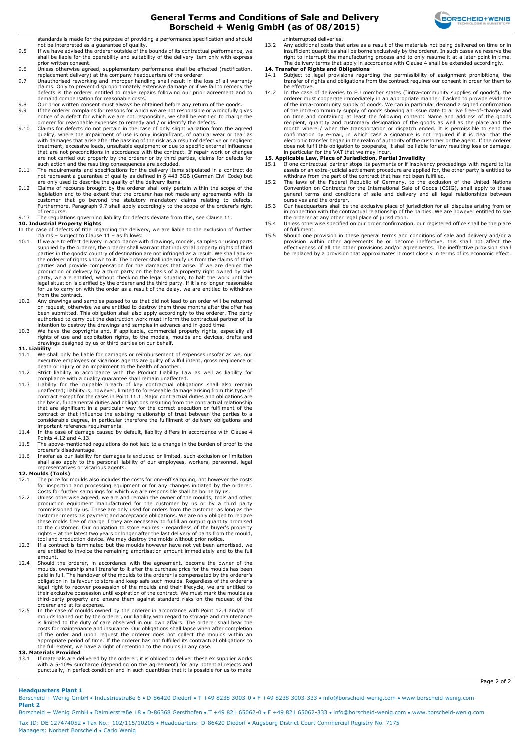standards is made for the purpose of providing a performance specification and should not be interpreted as a guarantee of quality.

9.5 If we have advised the orderer outside of the bounds of its contractual performance, we shall be liable for the operability and suitability of the delivery item only with express prior written consent.

9.6 Unless otherwise agreed, supplementary performance shall be effected (rectification, replacement delivery) at the company headquarters of the orderer.

9.7 Unauthorised reworking and improper handling shall result in the loss of all warranty claims. Only to prevent disproportionately extensive damage or if we fail to remedy the defects is the orderer entitled to make repairs following our prior agreement and to demand compensation for reasonable costs.

9.8 Our prior written consent must always be obtained before any return of the goods.

9.9 If the orderer complains for reasons for which we are not responsible or wrongfully gives notice of a defect for which we are not responsible, we shall be entitled to charge the orderer for reasonable expenses to remedy and / or identify the defects.

9.10 Claims for defects do not pertain in the case of only slight variation from the agreed quality, where the impairment of use is only insignificant, of natural wear or tear as with damages that arise after the passing of the risk as a result of defective or negligent treatment, excessive loads, unsuitable equipment or due to specific external influences that are not preconditions in accordance with the contract. If repair work or changes are not carried out properly by the orderer or by third parties, claims for defects for such action and the resulting consequences are excluded.

9.11 The requirements and specifications for the delivery items stipulated in a contract do not represent a guarantee of quality as defined in § 443 BGB (German Civil Code) but are only used to describe the quality of the delivery items.

9.12 Claims of recourse brought by the orderer shall only pertain within the scope of the legislation and to the extent that the orderer has not made any agreements with its customer that go beyond the statutory mandatory claims relating to defects. Furthermore, Paragraph 9.7 shall apply accordingly to the scope of the orderer's right of recourse.

9.13 The regulations governing liability for defects deviate from this, see Clause 11.

**10. Industrial Property Rights**

In the case of defects of title regarding the delivery, we are liable to the exclusion of further claims – subject to Clause 11 – as follows:

10.1 If we are to effect delivery in accordance with drawings, models, samples or using parts supplied by the orderer, the orderer shall warrant that industrial property rights of third parties in the goods' country of destination are not infringed as a result. We shall advise the orderer of rights known to it. The orderer shall indemnify us from the claims of third parties and provide compensation for the damages that arise. If we are denied the production or delivery by a third party on the basis of a property right owned by said party, we are entitled, without checking the legal situation, to halt the work until the legal situation is clarified by the orderer and the third party. If it is no longer reasonable for us to carry on with the order as a result of the delay, we are entitled to withdraw from the contract.

10.2 Any drawings and samples passed to us that did not lead to an order will be returned on request; otherwise we are entitled to destroy them three months after the offer has been submitted. This obligation shall also apply accordingly to the orderer. The party authorised to carry out the destruction work must inform the contractual partner of its intention to destroy the drawings and samples in advance and in good time.

10.3 We have the copyrights and, if applicable, commercial property rights, especially all rights of use and exploitation rights, to the models, moulds and devices, drafts and drawings designed by us or third parties on our behalf.

**11. Liability**

11.1 We shall only be liable for damages or reimbursement of expenses insofar as we, our executive employees or vicarious agents are guilty of wilful intent, gross negligence or death or injury or an impairment to the health of another.

11.2 Strict liability in accordance with the Product Liability Law as well as liability for compliance with a quality guarantee shall remain unaffected.

11.3 Liability for the culpable breach of key contractual obligations shall also remain unaffected; liability is, however, limited to foreseeable damage arising from this type of contract except for the cases in Point 11.1. Major contractual duties and obligations are the basic, fundamental duties and obligations resulting from the contractual relationship that are significant in a particular way for the correct execution or fulfilment of the contract or that influence the existing relationship of trust between the parties to a considerable degree, in particular therefore the fulfilment of delivery obligations and important reference requirements.

11.4 In the case of damage caused by default, liability differs in accordance with Clause 4 Points 4.12 and 4.13.

11.5 The above-mentioned regulations do not lead to a change in the burden of proof to the orderer's disadvantage.

11.6 Insofar as our liability for damages is excluded or limited, such exclusion or limitation shall also apply to the personal liability of our employees, workers, personnel, legal representatives or vicarious agents.

**12. Moulds (Tools)**

12.1 The price for moulds also includes the costs for one-off sampling, not however the costs for inspection and processing equipment or for any changes initiated by the orderer. Costs for further samplings for which we are responsible shall be borne by us.

12.2 Unless otherwise agreed, we are and remain the owner of the moulds, tools and other production equipment manufactured for the customer by us or by a third party commissioned by us. These are only used for orders from the customer as long as the customer meets his payment and acceptance obligations. We are only obliged to replace these molds free of charge if they are necessary to fulfill an output quantity promised to the customer. Our obligation to store expires - regardless of the buyer's property rights – at the latest two years or longer after the last delivery of parts from the mould, tool and production device. We may destroy the molds without prior notice.

12.3 If a contract is terminated but the moulds however have not yet been amortised, we are entitled to invoice the remaining amortisation amount immediately and to the full amount.

12.4 Should the orderer, in accordance with the agreement, become the owner of the moulds, ownership shall transfer to it after the purchase price for the moulds has been paid in full. The handover of the moulds to the orderer is compensated by the orderer's obligation in its favour to store and keep safe such moulds. Regardless of the orderer's legal right to recover possession of the moulds and their lifecycle, we are entitled to their exclusive possession until expiration of the contract. We must mark the moulds as third-party property and ensure them against standard risks on the request of the orderer and at its expense.

12.5 In the case of moulds owned by the orderer in accordance with Point 12.4 and/or of moulds loaned out by the orderer, our liability with regard to storage and maintenance is limited to the duty of care observed in our own affairs. The orderer shall bear the costs for maintenance and insurance. Our obligations shall lapse when after completion of the order and upon request the orderer does not collect the moulds within an appropriate period of time. If the orderer has not fulfilled its contractual obligations to the full extent, we have a right of retention to the moulds in any case.

**13. Materials Provided**

13.1 If materials are delivered by the orderer, it is obliged to deliver these ex supplier works with a 5-10% surcharge (depending on the agreement) for any potential rejects and punctually, in perfect condition and in such quantities that it is possible for us to make uninterrupted deliveries.

13.2 Any additional costs that arise as a result of the materials not being delivered on time or in insufficient quantities shall be borne exclusively by the orderer. In such cases we reserve the right to interrupt the manufacturing process and to only resume it at a later point in time. The delivery terms that apply in accordance with Clause 4 shall be extended accordingly.

**14. Transfer of Rights and Obligations**

14.1 Subject to legal provisions regarding the permissibility of assignment prohibitions, the transfer of rights and obligations from the contract requires our consent in order for them to be effective.

14.2 In the case of deliveries to EU member states ("intra-community supplies of goods"), the orderer must cooperate immediately in an appropriate manner if asked to provide evidence of the intra-community supply of goods. We can in particular demand a signed confirmation of the intra-community supply of goods showing an issue date to arrive free-of-charge and on time and containing at least the following content: Name and address of the goods recipient, quantity and customary designation of the goods as well as the place and the month where / when the transportation or dispatch ended. It is permissible to send the confirmation by e-mail, in which case a signature is not required if it is clear that the electronic transfer began in the realm of authority of the customer or the agent. If the orderer does not fulfil this obligation to cooperate, it shall be liable for any resulting loss or damage, in particular for the VAT that we may incur.

**15. Applicable Law, Place of Jurisdiction, Partial Invalidity**

15.1 If one contractual partner stops its payments or if insolvency proceedings with regard to its assets or an extra-judicial settlement procedure are applied for, the other party is entitled to withdraw from the part of the contract that has not been fulfilled.

15.2 The laws of the Federal Republic of Germany, to the exclusion of the United Nations Convention on Contracts for the International Sale of Goods (CSIG), shall apply to these general terms and conditions of sale and delivery and all legal relationships between ourselves and the orderer.

15.3 Our headquarters shall be the exclusive place of jurisdiction for all disputes arising from or in connection with the contractual relationship of the parties. We are however entitled to sue the orderer at any other legal place of jurisdiction.

15.4 Unless otherwise specified on our order confirmation, our registered office shall be the place of fulfilment.

15.5 Should one provision in these general terms and conditions of sale and delivery and/or a provision within other agreements be or become ineffective, this shall not affect the effectiveness of all the other provisions and/or agreements. The ineffective provision shall be replaced by a provision that approximates it most closely in terms of its economic effect.

**Headquarters Plant 1**

Borscheid + Wenig GmbH • Industriestraße 6 • D-86420 Diedorf • T +49 8238 3003-0 • F +49 8238 3003-333 • info@borscheid-wenig.com • www.borscheid-wenig.com

**Plant 2**

Borscheid + Wenig GmbH • Daimlerstraße 18 • D-86368 Gersthofen • T +49 821 65062-0 • F +49 821 65062-333 • info@borscheid-wenig.com • www.borscheid-wenig.com

Tax ID: DE 127474052 • Tax No.: 102/115/10205 • Headquarters: D-86420 Diedorf • Augsburg District Court Commercial Registry No. 7175

Managers: Norbert Borscheid • Carlo Wenig